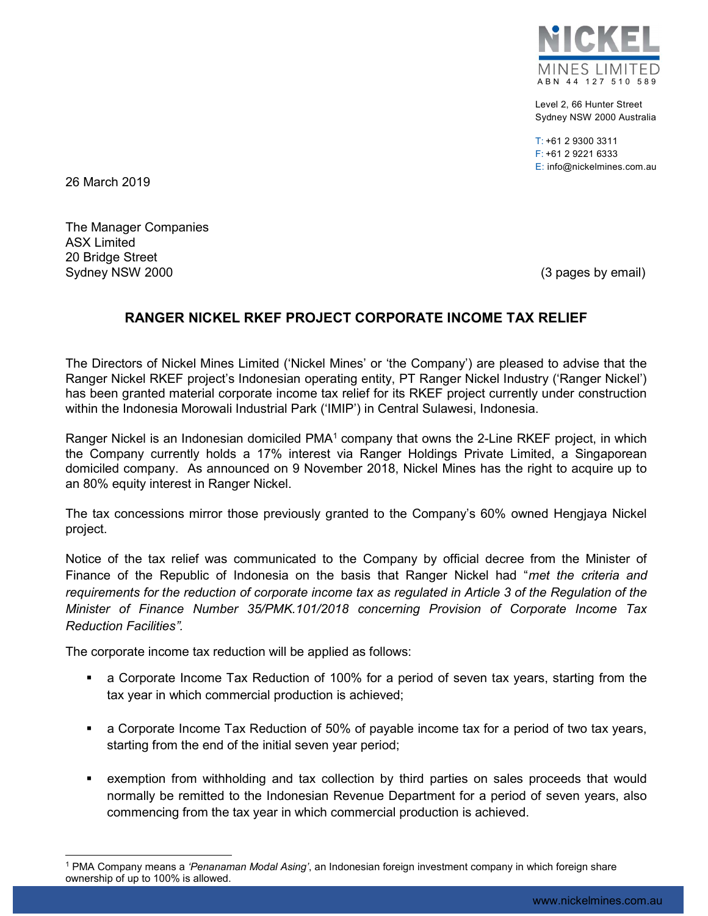NICKEL MINES LIMITED
ABN 44 127 510 589

Level 2, 66 Hunter Street
Sydney NSW 2000 Australia

T: +61 2 9300 3311
F: +61 2 9221 6333
E: info@nickelmines.com.au

26 March 2019

The Manager Companies
ASX Limited
20 Bridge Street
Sydney NSW 2000

(3 pages by email)

## RANGER NICKEL RKEF PROJECT CORPORATE INCOME TAX RELIEF

The Directors of Nickel Mines Limited ('Nickel Mines' or 'the Company') are pleased to advise that the Ranger Nickel RKEF project's Indonesian operating entity, PT Ranger Nickel Industry ('Ranger Nickel') has been granted material corporate income tax relief for its RKEF project currently under construction within the Indonesia Morowali Industrial Park ('IMIP') in Central Sulawesi, Indonesia.

Ranger Nickel is an Indonesian domiciled PMA[1] company that owns the 2-Line RKEF project, in which the Company currently holds a 17% interest via Ranger Holdings Private Limited, a Singaporean domiciled company. As announced on 9 November 2018, Nickel Mines has the right to acquire up to an 80% equity interest in Ranger Nickel.

The tax concessions mirror those previously granted to the Company's 60% owned Hengjaya Nickel project.

Notice of the tax relief was communicated to the Company by official decree from the Minister of Finance of the Republic of Indonesia on the basis that Ranger Nickel had "*met the criteria and requirements for the reduction of corporate income tax as regulated in Article 3 of the Regulation of the Minister of Finance Number 35/PMK.101/2018 concerning Provision of Corporate Income Tax Reduction Facilities".*

The corporate income tax reduction will be applied as follows:

- a Corporate Income Tax Reduction of 100% for a period of seven tax years, starting from the tax year in which commercial production is achieved;
- a Corporate Income Tax Reduction of 50% of payable income tax for a period of two tax years, starting from the end of the initial seven year period;
- exemption from withholding and tax collection by third parties on sales proceeds that would normally be remitted to the Indonesian Revenue Department for a period of seven years, also commencing from the tax year in which commercial production is achieved.

---

[1] PMA Company means a *'Penanaman Modal Asing'*, an Indonesian foreign investment company in which foreign share ownership of up to 100% is allowed.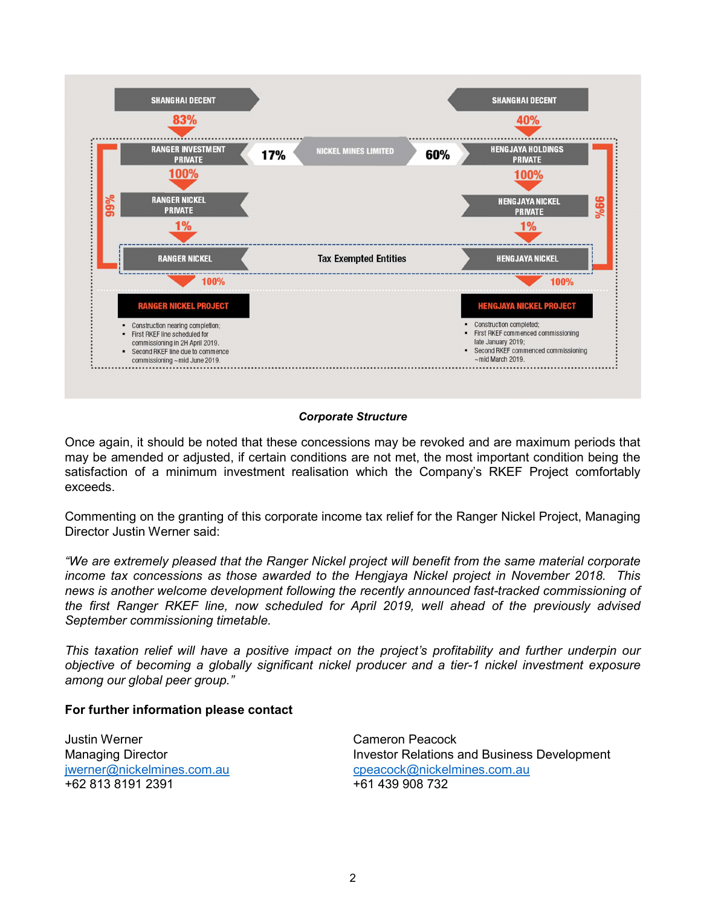SHANGHAI DECENT

83%

RANGER INVESTMENT PRIVATE

100%

RANGER NICKEL PRIVATE

1%

RANGER NICKEL

100%

**RANGER NICKEL PROJECT**

- Construction nearing completion;
- First RKEF line scheduled for commissioning in 2H April 2019.
- Second RKEF line due to commence commissioning ~mid June 2019.

99%

17% NICKEL MINES LIMITED 60%

Tax Exempted Entities

SHANGHAI DECENT

40%

HENGJAYA HOLDINGS PRIVATE

100%

HENGJAYA NICKEL PRIVATE

1%

HENGJAYA NICKEL

100%

**HENGJAYA NICKEL PROJECT**

- Construction completed;
- First RKEF commenced commissioning late January 2019;
- Second RKEF commenced commissioning ~mid March 2019.

99%

***Corporate Structure***

Once again, it should be noted that these concessions may be revoked and are maximum periods that may be amended or adjusted, if certain conditions are not met, the most important condition being the satisfaction of a minimum investment realisation which the Company's RKEF Project comfortably exceeds.

Commenting on the granting of this corporate income tax relief for the Ranger Nickel Project, Managing Director Justin Werner said:

*"We are extremely pleased that the Ranger Nickel project will benefit from the same material corporate income tax concessions as those awarded to the Hengjaya Nickel project in November 2018. This news is another welcome development following the recently announced fast-tracked commissioning of the first Ranger RKEF line, now scheduled for April 2019, well ahead of the previously advised September commissioning timetable.*

*This taxation relief will have a positive impact on the project's profitability and further underpin our objective of becoming a globally significant nickel producer and a tier-1 nickel investment exposure among our global peer group."*

**For further information please contact**

Justin Werner
Managing Director
jwerner@nickelmines.com.au
+62 813 8191 2391

Cameron Peacock
Investor Relations and Business Development
cpeacock@nickelmines.com.au
+61 439 908 732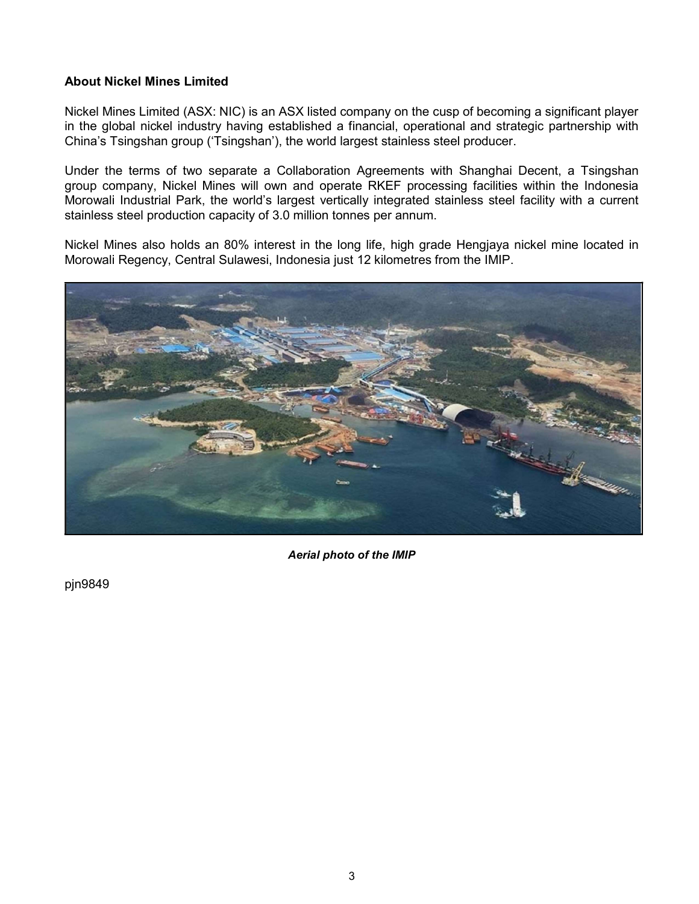**About Nickel Mines Limited**

Nickel Mines Limited (ASX: NIC) is an ASX listed company on the cusp of becoming a significant player in the global nickel industry having established a financial, operational and strategic partnership with China's Tsingshan group ('Tsingshan'), the world largest stainless steel producer.

Under the terms of two separate a Collaboration Agreements with Shanghai Decent, a Tsingshan group company, Nickel Mines will own and operate RKEF processing facilities within the Indonesia Morowali Industrial Park, the world's largest vertically integrated stainless steel facility with a current stainless steel production capacity of 3.0 million tonnes per annum.

Nickel Mines also holds an 80% interest in the long life, high grade Hengjaya nickel mine located in Morowali Regency, Central Sulawesi, Indonesia just 12 kilometres from the IMIP.

***Aerial photo of the IMIP***

pjn9849